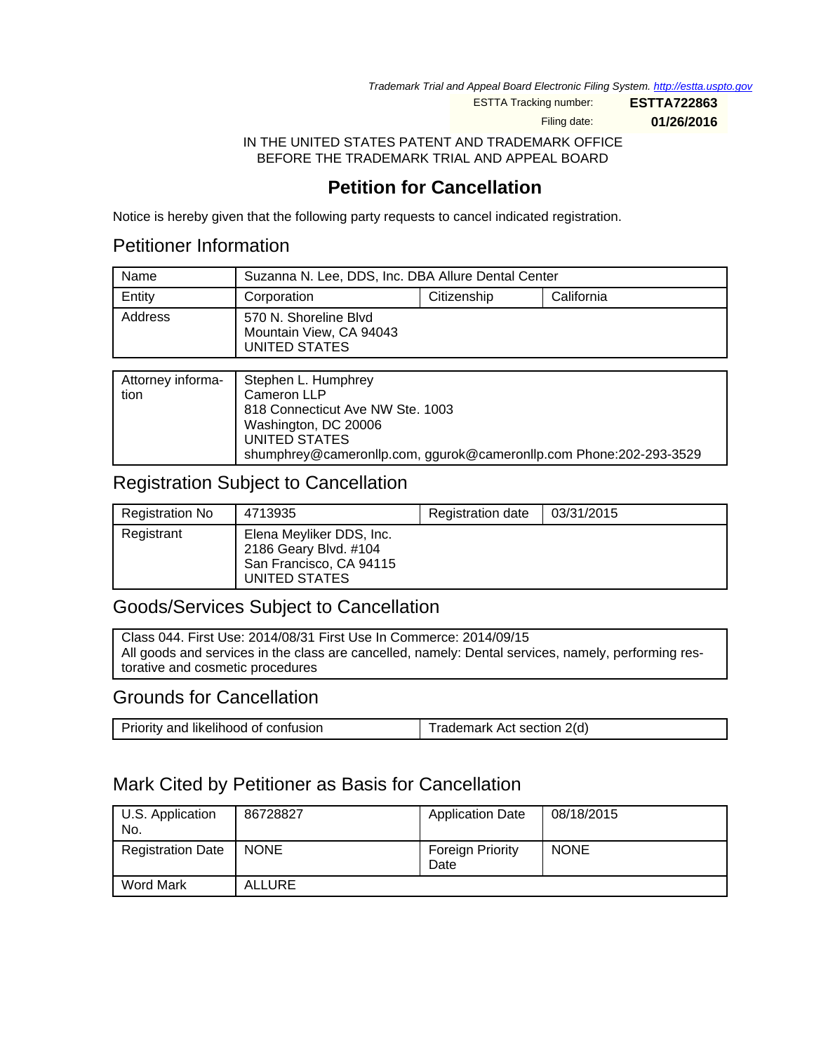*Trademark Trial and Appeal Board Electronic Filing System. http://estta.uspto.gov*

ESTTA Tracking number: **ESTTA722863**

Filing date: **01/26/2016**

IN THE UNITED STATES PATENT AND TRADEMARK OFFICE
BEFORE THE TRADEMARK TRIAL AND APPEAL BOARD

# Petition for Cancellation

Notice is hereby given that the following party requests to cancel indicated registration.

## Petitioner Information

| Name | Suzanna N. Lee, DDS, Inc. DBA Allure Dental Center | | |
|---|---|---|---|
| Entity | Corporation | Citizenship | California |
| Address | 570 N. Shoreline Blvd<br>Mountain View, CA 94043<br>UNITED STATES | | |

| Attorney information | Stephen L. Humphrey<br>Cameron LLP<br>818 Connecticut Ave NW Ste. 1003<br>Washington, DC 20006<br>UNITED STATES<br>shumphrey@cameronllp.com, ggurok@cameronllp.com Phone:202-293-3529 |
|---|---|

## Registration Subject to Cancellation

| Registration No | 4713935 | Registration date | 03/31/2015 |
|---|---|---|---|
| Registrant | Elena Meyliker DDS, Inc.<br>2186 Geary Blvd. #104<br>San Francisco, CA 94115<br>UNITED STATES | | |

## Goods/Services Subject to Cancellation

Class 044. First Use: 2014/08/31 First Use In Commerce: 2014/09/15
All goods and services in the class are cancelled, namely: Dental services, namely, performing restorative and cosmetic procedures

## Grounds for Cancellation

| Priority and likelihood of confusion | Trademark Act section 2(d) |
|---|---|

## Mark Cited by Petitioner as Basis for Cancellation

| U.S. Application No. | 86728827 | Application Date | 08/18/2015 |
|---|---|---|---|
| Registration Date | NONE | Foreign Priority Date | NONE |
| Word Mark | ALLURE | | |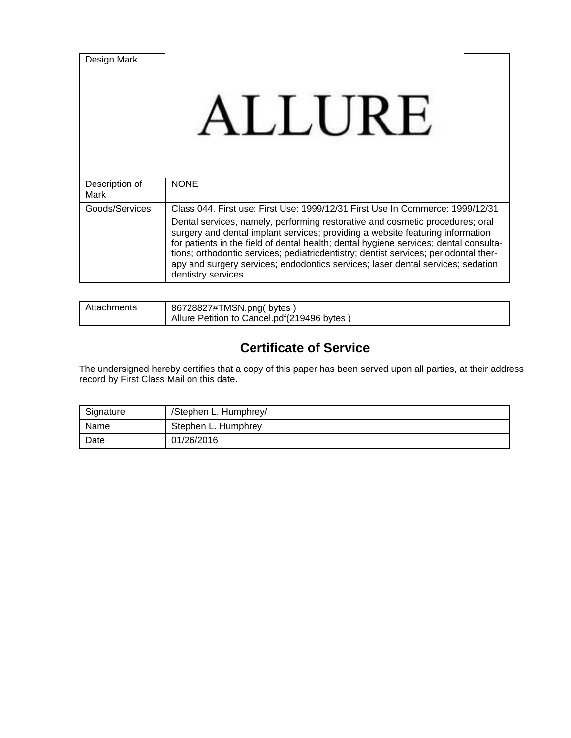| Design Mark | ALLURE |
| --- | --- |
| Description of Mark | NONE |
| Goods/Services | Class 044. First use: First Use: 1999/12/31 First Use In Commerce: 1999/12/31<br>Dental services, namely, performing restorative and cosmetic procedures; oral surgery and dental implant services; providing a website featuring information for patients in the field of dental health; dental hygiene services; dental consultations; orthodontic services; pediatricdentistry; dentist services; periodontal therapy and surgery services; endodontics services; laser dental services; sedation dentistry services |

| Attachments | 86728827#TMSN.png( bytes )<br>Allure Petition to Cancel.pdf(219496 bytes ) |
| --- | --- |

## Certificate of Service

The undersigned hereby certifies that a copy of this paper has been served upon all parties, at their address record by First Class Mail on this date.

| Signature | /Stephen L. Humphrey/ |
| --- | --- |
| Name | Stephen L. Humphrey |
| Date | 01/26/2016 |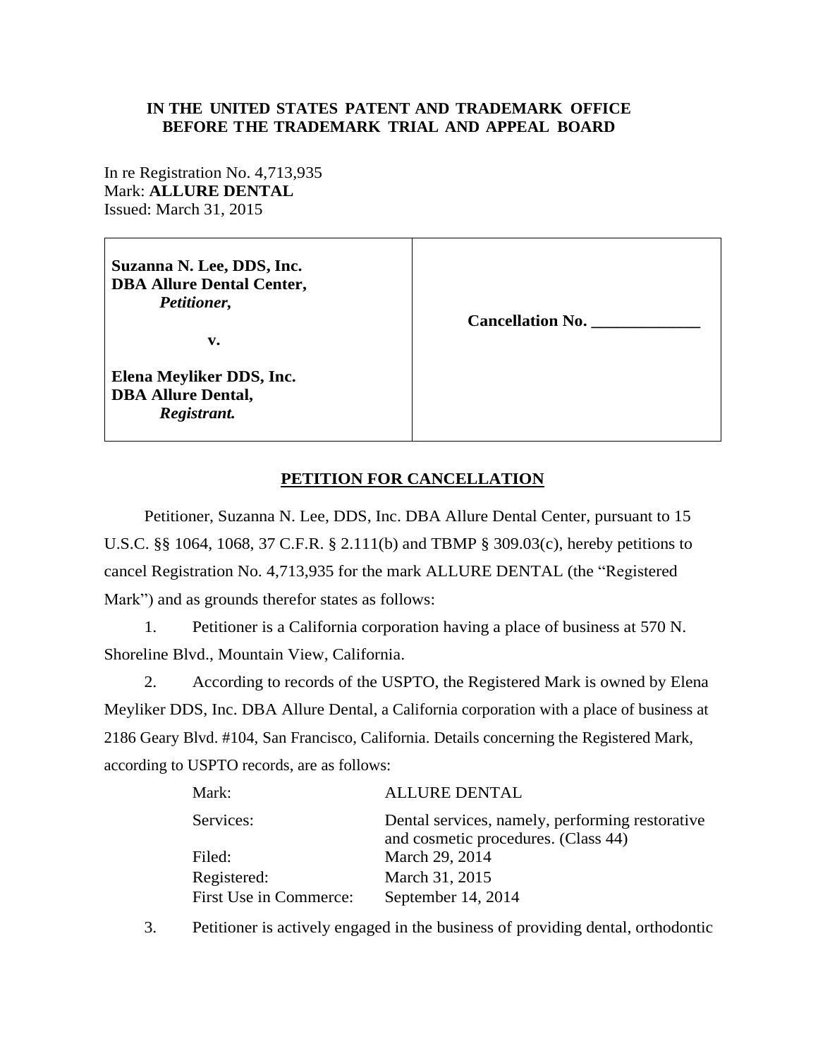**IN THE UNITED STATES PATENT AND TRADEMARK OFFICE**
**BEFORE THE TRADEMARK TRIAL AND APPEAL BOARD**

In re Registration No. 4,713,935
Mark: **ALLURE DENTAL**
Issued: March 31, 2015

| | |
|---|---|
| **Suzanna N. Lee, DDS, Inc.**<br>**DBA Allure Dental Center,**<br>***Petitioner,***<br><br>**v.**<br><br>**Elena Meyliker DDS, Inc.**<br>**DBA Allure Dental,**<br>***Registrant.*** | **Cancellation No. \_\_\_\_\_\_\_\_\_\_\_\_\_** |

## PETITION FOR CANCELLATION

Petitioner, Suzanna N. Lee, DDS, Inc. DBA Allure Dental Center, pursuant to 15 U.S.C. §§ 1064, 1068, 37 C.F.R. § 2.111(b) and TBMP § 309.03(c), hereby petitions to cancel Registration No. 4,713,935 for the mark ALLURE DENTAL (the "Registered Mark") and as grounds therefor states as follows:

1. Petitioner is a California corporation having a place of business at 570 N. Shoreline Blvd., Mountain View, California.

2. According to records of the USPTO, the Registered Mark is owned by Elena Meyliker DDS, Inc. DBA Allure Dental, a California corporation with a place of business at 2186 Geary Blvd. #104, San Francisco, California. Details concerning the Registered Mark, according to USPTO records, are as follows:

| | |
|---|---|
| Mark: | ALLURE DENTAL |
| Services: | Dental services, namely, performing restorative and cosmetic procedures. (Class 44) |
| Filed: | March 29, 2014 |
| Registered: | March 31, 2015 |
| First Use in Commerce: | September 14, 2014 |

3. Petitioner is actively engaged in the business of providing dental, orthodontic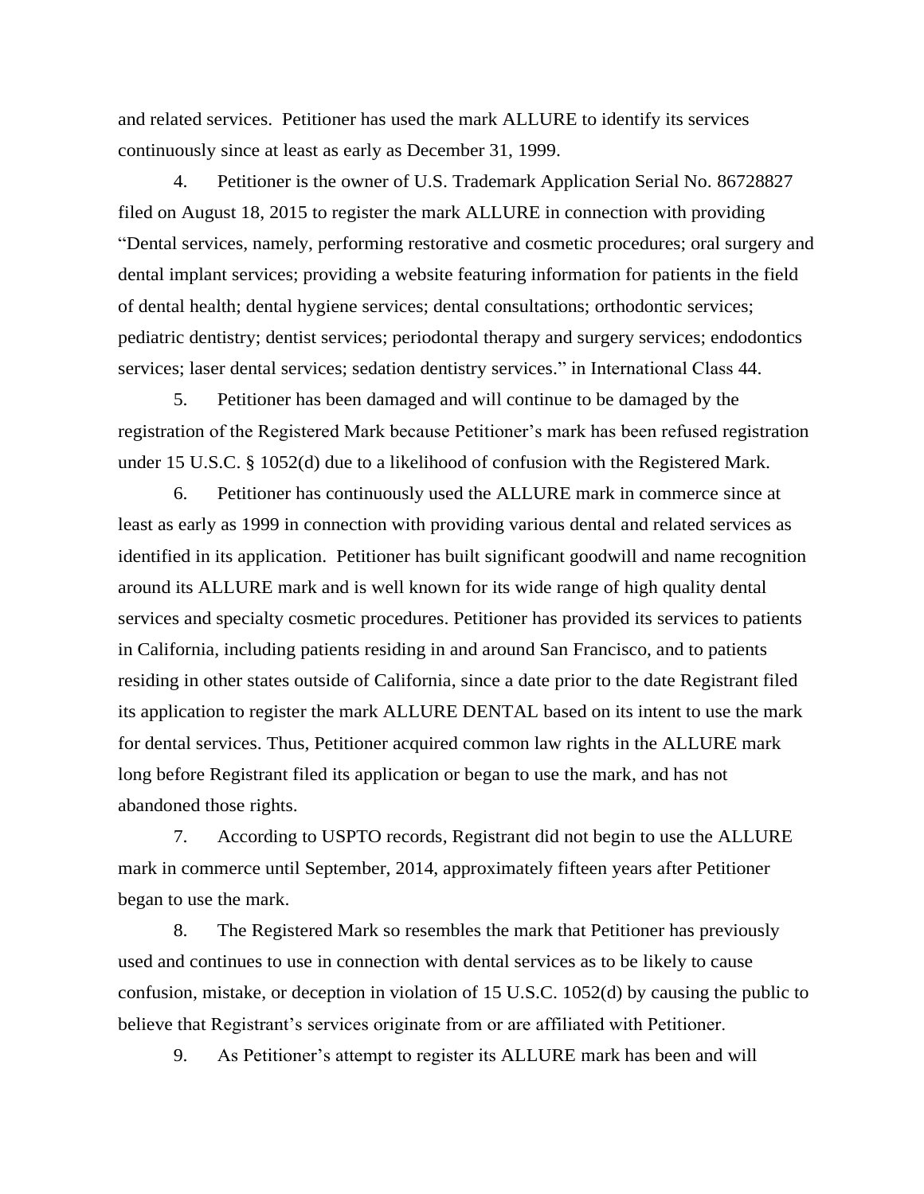and related services. Petitioner has used the mark ALLURE to identify its services continuously since at least as early as December 31, 1999.

4. Petitioner is the owner of U.S. Trademark Application Serial No. 86728827 filed on August 18, 2015 to register the mark ALLURE in connection with providing "Dental services, namely, performing restorative and cosmetic procedures; oral surgery and dental implant services; providing a website featuring information for patients in the field of dental health; dental hygiene services; dental consultations; orthodontic services; pediatric dentistry; dentist services; periodontal therapy and surgery services; endodontics services; laser dental services; sedation dentistry services." in International Class 44.

5. Petitioner has been damaged and will continue to be damaged by the registration of the Registered Mark because Petitioner's mark has been refused registration under 15 U.S.C. § 1052(d) due to a likelihood of confusion with the Registered Mark.

6. Petitioner has continuously used the ALLURE mark in commerce since at least as early as 1999 in connection with providing various dental and related services as identified in its application. Petitioner has built significant goodwill and name recognition around its ALLURE mark and is well known for its wide range of high quality dental services and specialty cosmetic procedures. Petitioner has provided its services to patients in California, including patients residing in and around San Francisco, and to patients residing in other states outside of California, since a date prior to the date Registrant filed its application to register the mark ALLURE DENTAL based on its intent to use the mark for dental services. Thus, Petitioner acquired common law rights in the ALLURE mark long before Registrant filed its application or began to use the mark, and has not abandoned those rights.

7. According to USPTO records, Registrant did not begin to use the ALLURE mark in commerce until September, 2014, approximately fifteen years after Petitioner began to use the mark.

8. The Registered Mark so resembles the mark that Petitioner has previously used and continues to use in connection with dental services as to be likely to cause confusion, mistake, or deception in violation of 15 U.S.C. 1052(d) by causing the public to believe that Registrant's services originate from or are affiliated with Petitioner.

9. As Petitioner's attempt to register its ALLURE mark has been and will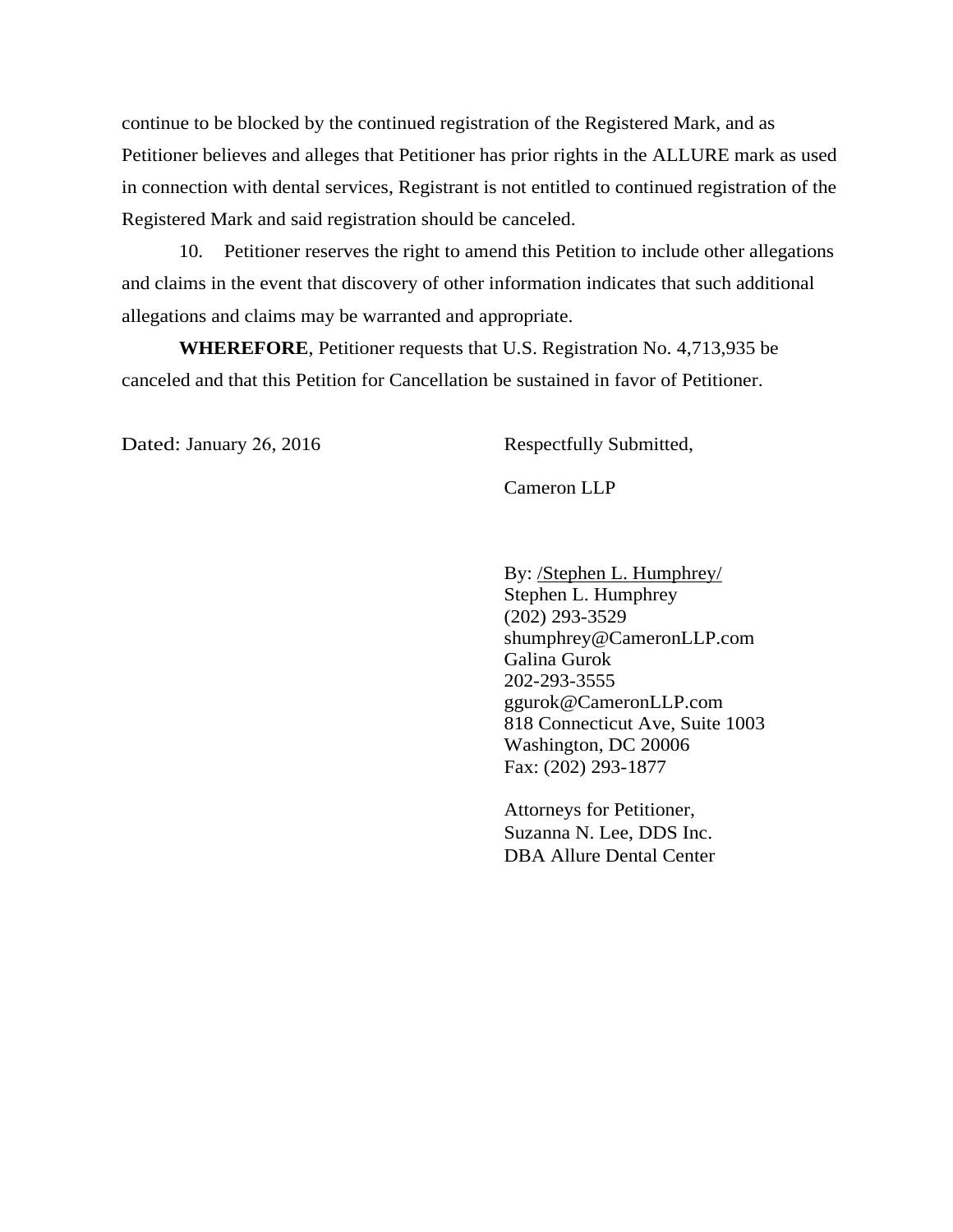continue to be blocked by the continued registration of the Registered Mark, and as Petitioner believes and alleges that Petitioner has prior rights in the ALLURE mark as used in connection with dental services, Registrant is not entitled to continued registration of the Registered Mark and said registration should be canceled.

10. Petitioner reserves the right to amend this Petition to include other allegations and claims in the event that discovery of other information indicates that such additional allegations and claims may be warranted and appropriate.

**WHEREFORE**, Petitioner requests that U.S. Registration No. 4,713,935 be canceled and that this Petition for Cancellation be sustained in favor of Petitioner.

Dated: January 26, 2016

Respectfully Submitted,

Cameron LLP

By: /Stephen L. Humphrey/
Stephen L. Humphrey
(202) 293-3529
shumphrey@CameronLLP.com
Galina Gurok
202-293-3555
ggurok@CameronLLP.com
818 Connecticut Ave, Suite 1003
Washington, DC 20006
Fax: (202) 293-1877

Attorneys for Petitioner,
Suzanna N. Lee, DDS Inc.
DBA Allure Dental Center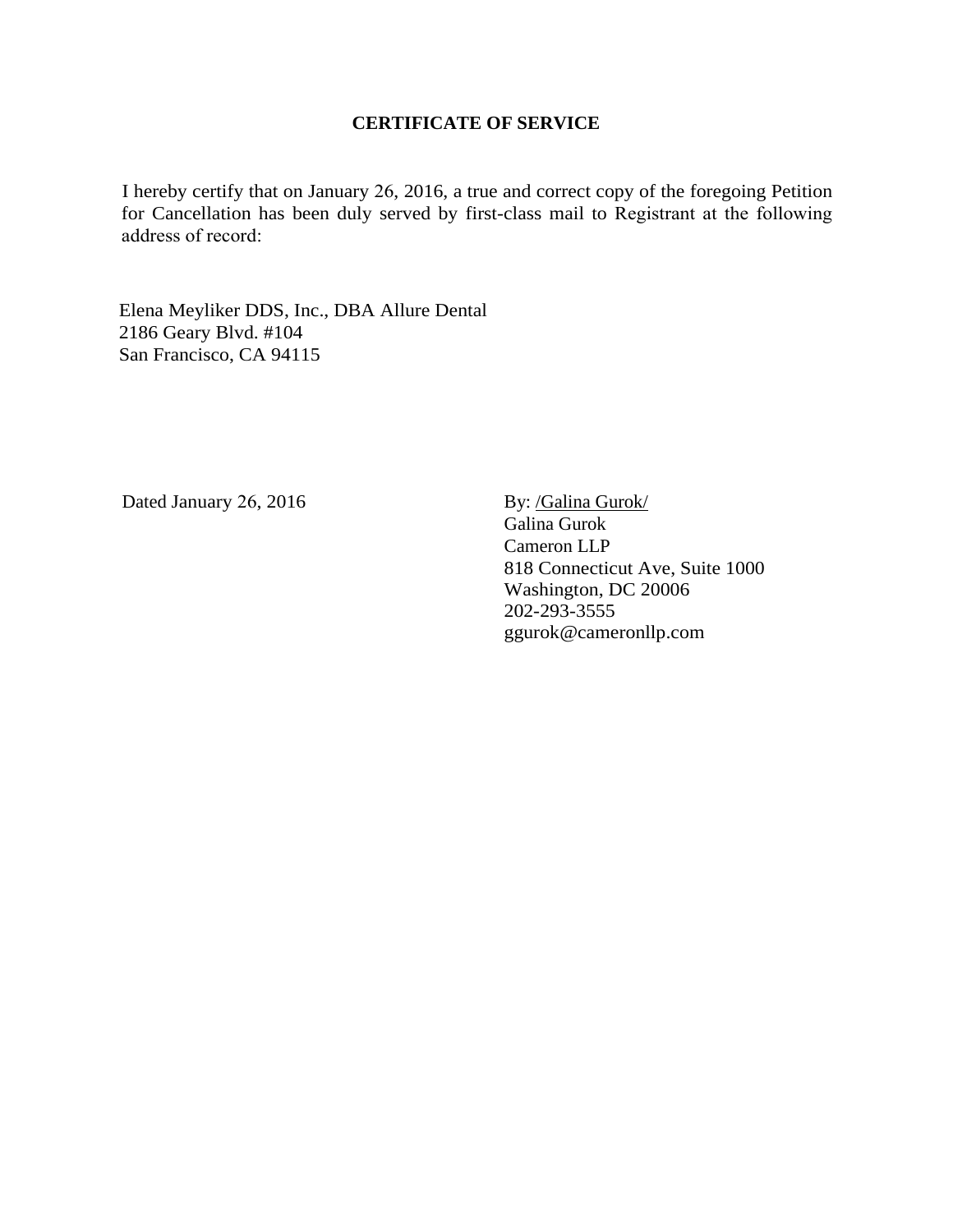## CERTIFICATE OF SERVICE

I hereby certify that on January 26, 2016, a true and correct copy of the foregoing Petition for Cancellation has been duly served by first-class mail to Registrant at the following address of record:

Elena Meyliker DDS, Inc., DBA Allure Dental
2186 Geary Blvd. #104
San Francisco, CA 94115

Dated January 26, 2016

By: /Galina Gurok/
Galina Gurok
Cameron LLP
818 Connecticut Ave, Suite 1000
Washington, DC 20006
202-293-3555
ggurok@cameronllp.com